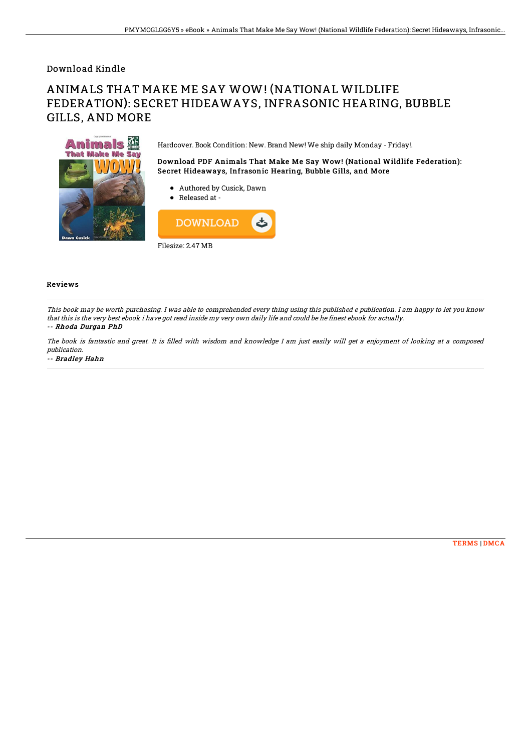Download Kindle

# ANIMALS THAT MAKE ME SAY WOW! (NATIONAL WILDLIFE FEDERATION): SECRET HIDEAWAYS, INFRASONIC HEARING, BUBBLE GILLS, AND MORE

Hardcover. Book Condition: New. Brand New! We ship daily Monday - Friday!.

**Download PDF Animals That Make Me Say Wow! (National Wildlife Federation): Secret Hideaways, Infrasonic Hearing, Bubble Gills, and More**

- Authored by Cusick, Dawn
- Released at -

DOWNLOAD

Filesize: 2.47 MB

## Reviews

*This book may be worth purchasing. I was able to comprehended every thing using this published e publication. I am happy to let you know that this is the very best ebook i have got read inside my very own daily life and could be he finest ebook for actually.*

*-- Rhoda Durgan PhD*

*The book is fantastic and great. It is filled with wisdom and knowledge I am just easily will get a enjoyment of looking at a composed publication.*

*-- Bradley Hahn*

TERMS | DMCA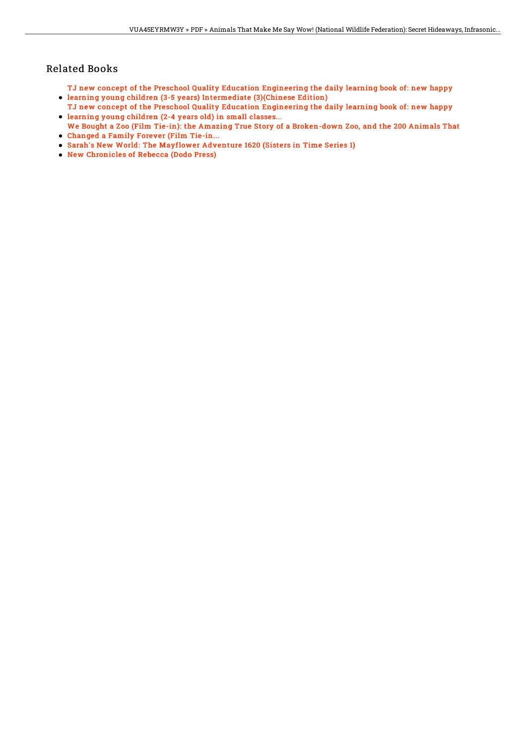## Related Books

- TJ new concept of the Preschool Quality Education Engineering the daily learning book of: new happy learning young children (3-5 years) Intermediate (3)(Chinese Edition)
- TJ new concept of the Preschool Quality Education Engineering the daily learning book of: new happy learning young children (2-4 years old) in small classes...
- We Bought a Zoo (Film Tie-in): the Amazing True Story of a Broken-down Zoo, and the 200 Animals That Changed a Family Forever (Film Tie-in...
- Sarah's New World: The Mayflower Adventure 1620 (Sisters in Time Series 1)
- New Chronicles of Rebecca (Dodo Press)